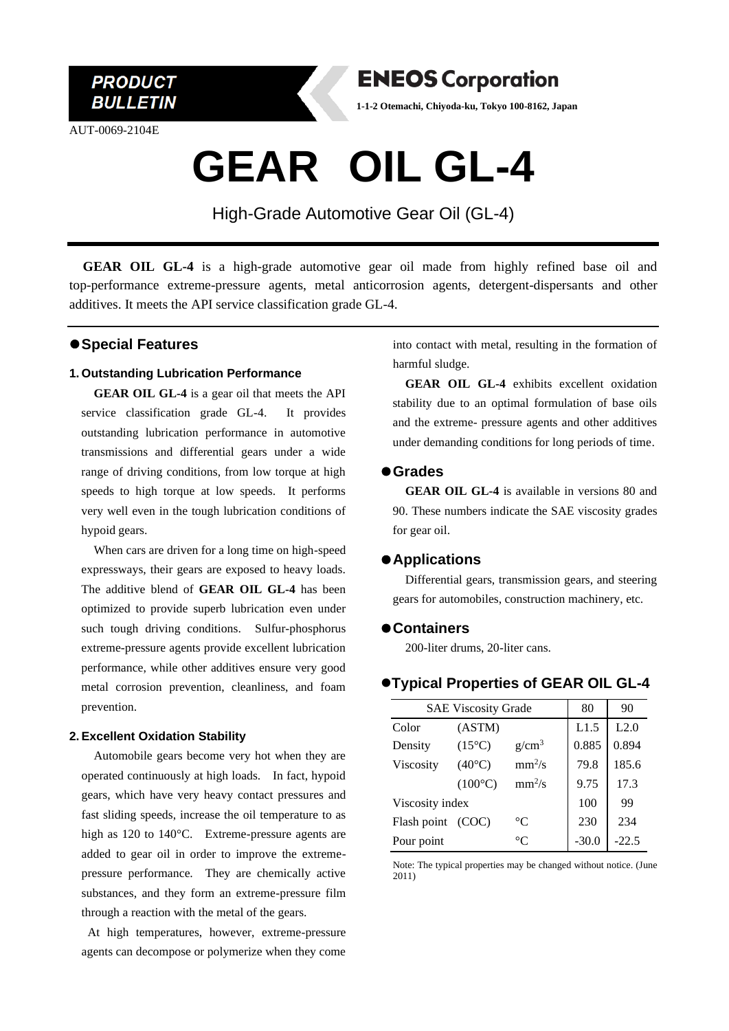PRODUCT BULLETIN

**ENEOS Corporation**

1-1-2 Otemachi, Chiyoda-ku, Tokyo 100-8162, Japan

AUT-0069-2104E

# GEAR OIL GL-4

High-Grade Automotive Gear Oil (GL-4)

**GEAR OIL GL-4** is a high-grade automotive gear oil made from highly refined base oil and top-performance extreme-pressure agents, metal anticorrosion agents, detergent-dispersants and other additives. It meets the API service classification grade GL-4.

## ●Special Features

### 1. Outstanding Lubrication Performance

**GEAR OIL GL-4** is a gear oil that meets the API service classification grade GL-4. It provides outstanding lubrication performance in automotive transmissions and differential gears under a wide range of driving conditions, from low torque at high speeds to high torque at low speeds. It performs very well even in the tough lubrication conditions of hypoid gears.

When cars are driven for a long time on high-speed expressways, their gears are exposed to heavy loads. The additive blend of **GEAR OIL GL-4** has been optimized to provide superb lubrication even under such tough driving conditions. Sulfur-phosphorus extreme-pressure agents provide excellent lubrication performance, while other additives ensure very good metal corrosion prevention, cleanliness, and foam prevention.

### 2. Excellent Oxidation Stability

Automobile gears become very hot when they are operated continuously at high loads. In fact, hypoid gears, which have very heavy contact pressures and fast sliding speeds, increase the oil temperature to as high as 120 to 140°C. Extreme-pressure agents are added to gear oil in order to improve the extreme-pressure performance. They are chemically active substances, and they form an extreme-pressure film through a reaction with the metal of the gears.

At high temperatures, however, extreme-pressure agents can decompose or polymerize when they come into contact with metal, resulting in the formation of harmful sludge.

**GEAR OIL GL-4** exhibits excellent oxidation stability due to an optimal formulation of base oils and the extreme- pressure agents and other additives under demanding conditions for long periods of time.

## ●Grades

**GEAR OIL GL-4** is available in versions 80 and 90. These numbers indicate the SAE viscosity grades for gear oil.

## ●Applications

Differential gears, transmission gears, and steering gears for automobiles, construction machinery, etc.

## ●Containers

200-liter drums, 20-liter cans.

## ●Typical Properties of GEAR OIL GL-4

| SAE Viscosity Grade | | | 80 | 90 |
|---|---|---|---|---|
| Color | (ASTM) | | L1.5 | L2.0 |
| Density | (15°C) | g/cm$^3$ | 0.885 | 0.894 |
| Viscosity | (40°C) | mm$^2$/s | 79.8 | 185.6 |
| | (100°C) | mm$^2$/s | 9.75 | 17.3 |
| Viscosity index | | | 100 | 99 |
| Flash point | (COC) | °C | 230 | 234 |
| Pour point | | °C | -30.0 | -22.5 |

Note: The typical properties may be changed without notice. (June 2011)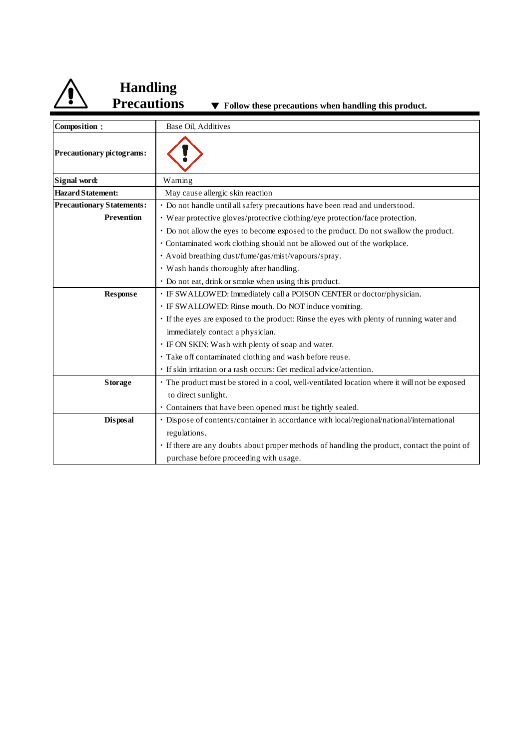# Handling Precautions

▼ **Follow these precautions when handling this product.**

| | |
|---|---|
| **Composition：** | Base Oil, Additives |
| **Precautionary pictograms:** | |
| **Signal word:** | Warning |
| **Hazard Statement:** | May cause allergic skin reaction |
| **Precautionary Statements:** **Prevention** | ・Do not handle until all safety precautions have been read and understood.<br>・Wear protective gloves/protective clothing/eye protection/face protection.<br>・Do not allow the eyes to become exposed to the product. Do not swallow the product.<br>・Contaminated work clothing should not be allowed out of the workplace.<br>・Avoid breathing dust/fume/gas/mist/vapours/spray.<br>・Wash hands thoroughly after handling.<br>・Do not eat, drink or smoke when using this product. |
| **Response** | ・IF SWALLOWED: Immediately call a POISON CENTER or doctor/physician.<br>・IF SWALLOWED: Rinse mouth. Do NOT induce vomiting.<br>・If the eyes are exposed to the product: Rinse the eyes with plenty of running water and immediately contact a physician.<br>・IF ON SKIN: Wash with plenty of soap and water.<br>・Take off contaminated clothing and wash before reuse.<br>・If skin irritation or a rash occurs: Get medical advice/attention. |
| **Storage** | ・The product must be stored in a cool, well-ventilated location where it will not be exposed to direct sunlight.<br>・Containers that have been opened must be tightly sealed. |
| **Disposal** | ・Dispose of contents/container in accordance with local/regional/national/international regulations.<br>・If there are any doubts about proper methods of handling the product, contact the point of purchase before proceeding with usage. |